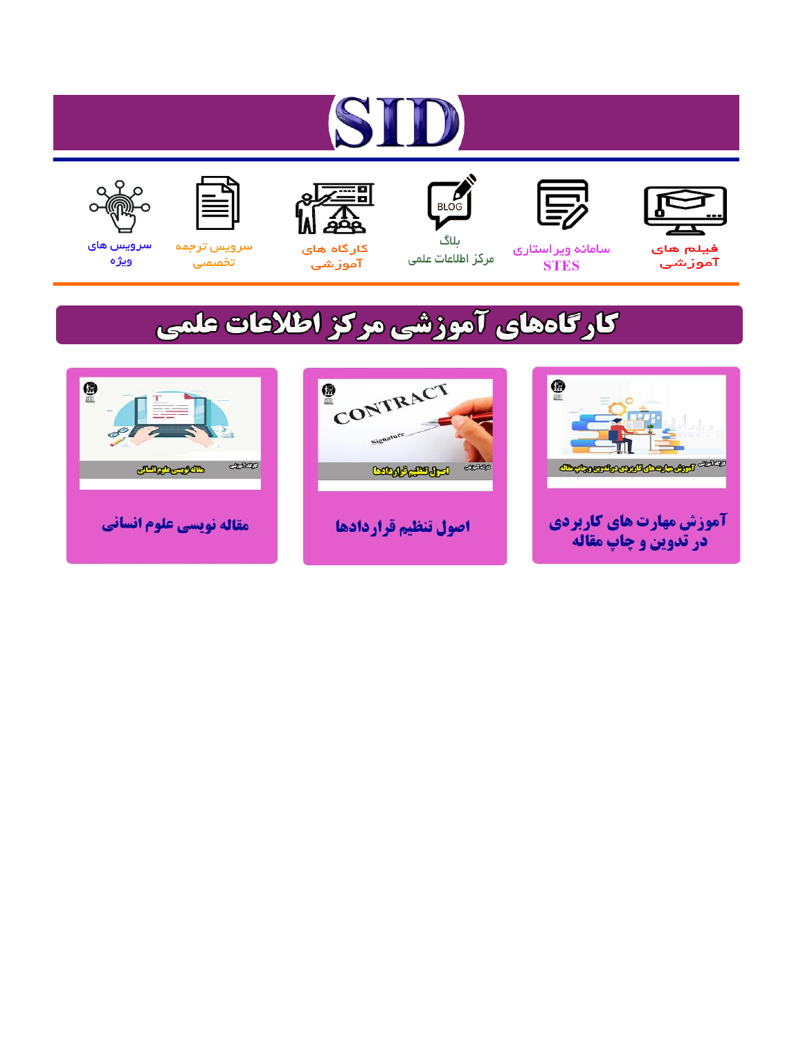# SID

فیلم های آموزشی

سامانه ویراستاری STES

بلاگ مرکز اطلاعات علمی

کارگاه های آموزشی

سرویس ترجمه تخصصی

سرویس های ویژه

## کارگاه‌های آموزشی مرکز اطلاعات علمی

آموزش مهارت های کاربردی در تدوین و چاپ مقاله

اصول تنظیم قراردادها

مقاله نویسی علوم انسانی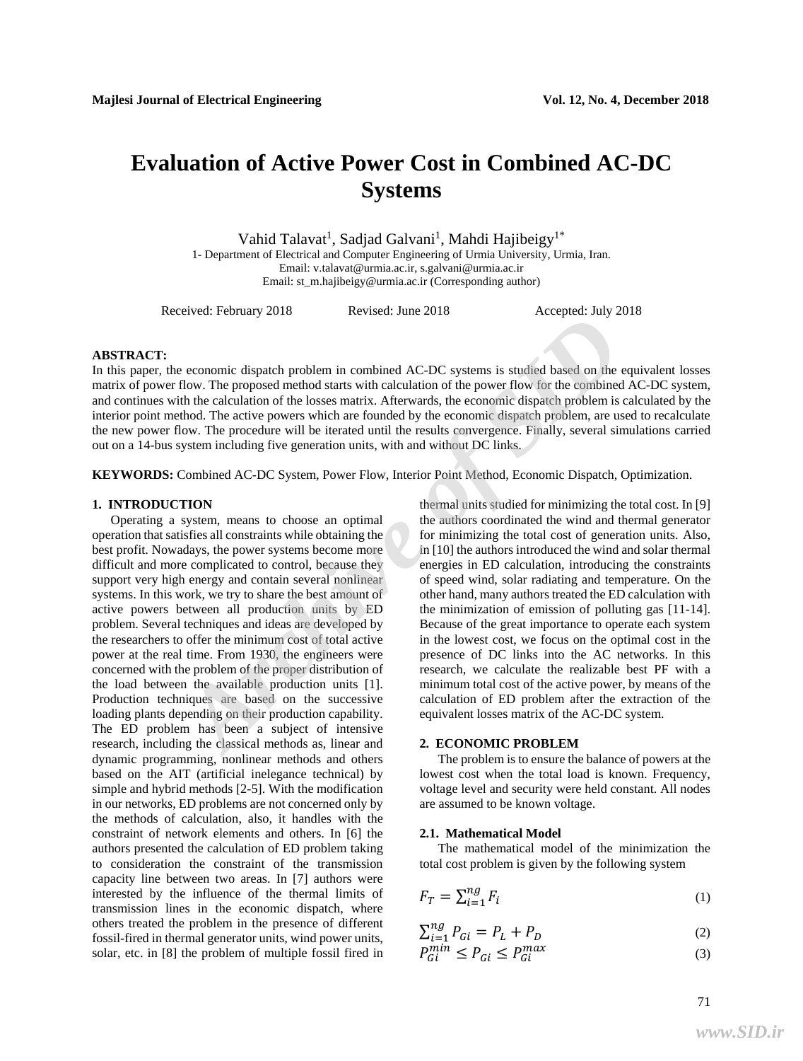# Evaluation of Active Power Cost in Combined AC-DC Systems

Vahid Talavat[1], Sadjad Galvani[1], Mahdi Hajibeigy[1*]

1- Department of Electrical and Computer Engineering of Urmia University, Urmia, Iran.
Email: v.talavat@urmia.ac.ir, s.galvani@urmia.ac.ir
Email: st_m.hajibeigy@urmia.ac.ir (Corresponding author)

Received: February 2018 Revised: June 2018 Accepted: July 2018

**ABSTRACT:**
In this paper, the economic dispatch problem in combined AC-DC systems is studied based on the equivalent losses matrix of power flow. The proposed method starts with calculation of the power flow for the combined AC-DC system, and continues with the calculation of the losses matrix. Afterwards, the economic dispatch problem is calculated by the interior point method. The active powers which are founded by the economic dispatch problem, are used to recalculate the new power flow. The procedure will be iterated until the results convergence. Finally, several simulations carried out on a 14-bus system including five generation units, with and without DC links.

**KEYWORDS:** Combined AC-DC System, Power Flow, Interior Point Method, Economic Dispatch, Optimization.

## 1. INTRODUCTION

Operating a system, means to choose an optimal operation that satisfies all constraints while obtaining the best profit. Nowadays, the power systems become more difficult and more complicated to control, because they support very high energy and contain several nonlinear systems. In this work, we try to share the best amount of active powers between all production units by ED problem. Several techniques and ideas are developed by the researchers to offer the minimum cost of total active power at the real time. From 1930, the engineers were concerned with the problem of the proper distribution of the load between the available production units [1]. Production techniques are based on the successive loading plants depending on their production capability. The ED problem has been a subject of intensive research, including the classical methods as, linear and dynamic programming, nonlinear methods and others based on the AIT (artificial inelegance technical) by simple and hybrid methods [2-5]. With the modification in our networks, ED problems are not concerned only by the methods of calculation, also, it handles with the constraint of network elements and others. In [6] the authors presented the calculation of ED problem taking to consideration the constraint of the transmission capacity line between two areas. In [7] authors were interested by the influence of the thermal limits of transmission lines in the economic dispatch, where others treated the problem in the presence of different fossil-fired in thermal generator units, wind power units, solar, etc. in [8] the problem of multiple fossil fired in thermal units studied for minimizing the total cost. In [9] the authors coordinated the wind and thermal generator for minimizing the total cost of generation units. Also, in [10] the authors introduced the wind and solar thermal energies in ED calculation, introducing the constraints of speed wind, solar radiating and temperature. On the other hand, many authors treated the ED calculation with the minimization of emission of polluting gas [11-14]. Because of the great importance to operate each system in the lowest cost, we focus on the optimal cost in the presence of DC links into the AC networks. In this research, we calculate the realizable best PF with a minimum total cost of the active power, by means of the calculation of ED problem after the extraction of the equivalent losses matrix of the AC-DC system.

## 2. ECONOMIC PROBLEM

The problem is to ensure the balance of powers at the lowest cost when the total load is known. Frequency, voltage level and security were held constant. All nodes are assumed to be known voltage.

### 2.1. Mathematical Model

The mathematical model of the minimization the total cost problem is given by the following system

$$F_T = \sum_{i=1}^{ng} F_i \tag{1}$$

$$\sum_{i=1}^{ng} P_{Gi} = P_L + P_D \tag{2}$$

$$P_{Gi}^{min} \leq P_{Gi} \leq P_{Gi}^{max} \tag{3}$$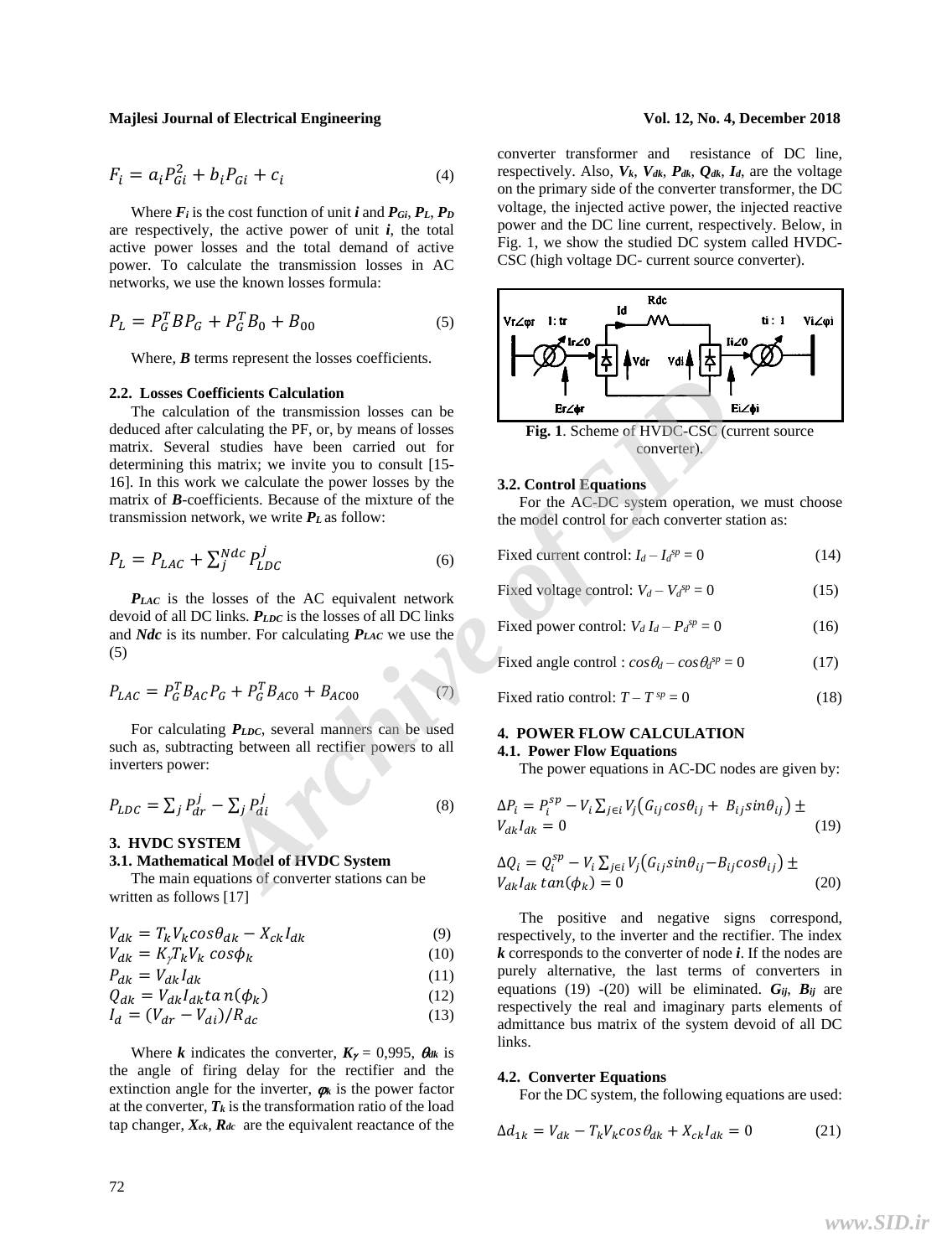$$F_i = a_i P_{Gi}^2 + b_i P_{Gi} + c_i \tag{4}$$

Where $F_i$ is the cost function of unit $i$ and $P_{Gi}$, $P_L$, $P_D$ are respectively, the active power of unit $i$, the total active power losses and the total demand of active power. To calculate the transmission losses in AC networks, we use the known losses formula:

$$P_L = P_G^T B P_G + P_G^T B_0 + B_{00} \tag{5}$$

Where, $B$ terms represent the losses coefficients.

### 2.2. Losses Coefficients Calculation

The calculation of the transmission losses can be deduced after calculating the PF, or, by means of losses matrix. Several studies have been carried out for determining this matrix; we invite you to consult [15-16]. In this work we calculate the power losses by the matrix of $B$-coefficients. Because of the mixture of the transmission network, we write $P_L$ as follow:

$$P_L = P_{LAC} + \sum_j^{Ndc} P_{LDC}^j \tag{6}$$

$P_{LAC}$ is the losses of the AC equivalent network devoid of all DC links. $P_{LDC}$ is the losses of all DC links and $Ndc$ is its number. For calculating $P_{LAC}$ we use the (5)

$$P_{LAC} = P_G^T B_{AC} P_G + P_G^T B_{AC0} + B_{AC00} \tag{7}$$

For calculating $P_{LDC}$, several manners can be used such as, subtracting between all rectifier powers to all inverters power:

$$P_{LDC} = \sum_j P_{dr}^j - \sum_j P_{di}^j \tag{8}$$

## 3. HVDC SYSTEM

### 3.1. Mathematical Model of HVDC System

The main equations of converter stations can be written as follows [17]

$$V_{dk} = T_k V_k \cos\theta_{dk} - X_{ck} I_{dk} \tag{9}$$

$$V_{dk} = K_\gamma T_k V_k \cos\phi_k \tag{10}$$

$$P_{dk} = V_{dk} I_{dk} \tag{11}$$

$$Q_{dk} = V_{dk} I_{dk} \tan(\phi_k) \tag{12}$$

$$I_d = (V_{dr} - V_{di})/R_{dc} \tag{13}$$

Where $k$ indicates the converter, $K_\gamma$ = 0,995, $\theta_{dk}$ is the angle of firing delay for the rectifier and the extinction angle for the inverter, $\phi_k$ is the power factor at the converter, $T_k$ is the transformation ratio of the load tap changer, $X_{ck}$, $R_{dc}$ are the equivalent reactance of the converter transformer and resistance of DC line, respectively. Also, $V_k$, $V_{dk}$, $P_{dk}$, $Q_{dk}$, $I_d$, are the voltage on the primary side of the converter transformer, the DC voltage, the injected active power, the injected reactive power and the DC line current, respectively. Below, in Fig. 1, we show the studied DC system called HVDC-CSC (high voltage DC- current source converter).

**Fig. 1**. Scheme of HVDC-CSC (current source converter).

### 3.2. Control Equations

For the AC-DC system operation, we must choose the model control for each converter station as:

Fixed current control: $I_d - I_d^{sp} = 0$ (14)

Fixed voltage control: $V_d - V_d^{sp} = 0$ (15)

Fixed power control: $V_d I_d - P_d^{sp} = 0$ (16)

Fixed angle control : $\cos\theta_d - \cos\theta_d^{sp} = 0$ (17)

Fixed ratio control: $T - T^{sp} = 0$ (18)

## 4. POWER FLOW CALCULATION

### 4.1. Power Flow Equations

The power equations in AC-DC nodes are given by:

$$\Delta P_i = P_i^{sp} - V_i \sum_{j\in i} V_j \left(G_{ij}\cos\theta_{ij} + B_{ij}\sin\theta_{ij}\right) \pm V_{dk} I_{dk} = 0 \tag{19}$$

$$\Delta Q_i = Q_i^{sp} - V_i \sum_{j\in i} V_j \left(G_{ij}\sin\theta_{ij} - B_{ij}\cos\theta_{ij}\right) \pm V_{dk} I_{dk} \tan(\phi_k) = 0 \tag{20}$$

The positive and negative signs correspond, respectively, to the inverter and the rectifier. The index $k$ corresponds to the converter of node $i$. If the nodes are purely alternative, the last terms of converters in equations (19) -(20) will be eliminated. $G_{ij}$, $B_{ij}$ are respectively the real and imaginary parts elements of admittance bus matrix of the system devoid of all DC links.

### 4.2. Converter Equations

For the DC system, the following equations are used:

$$\Delta d_{1k} = V_{dk} - T_k V_k \cos\theta_{dk} + X_{ck} I_{dk} = 0 \tag{21}$$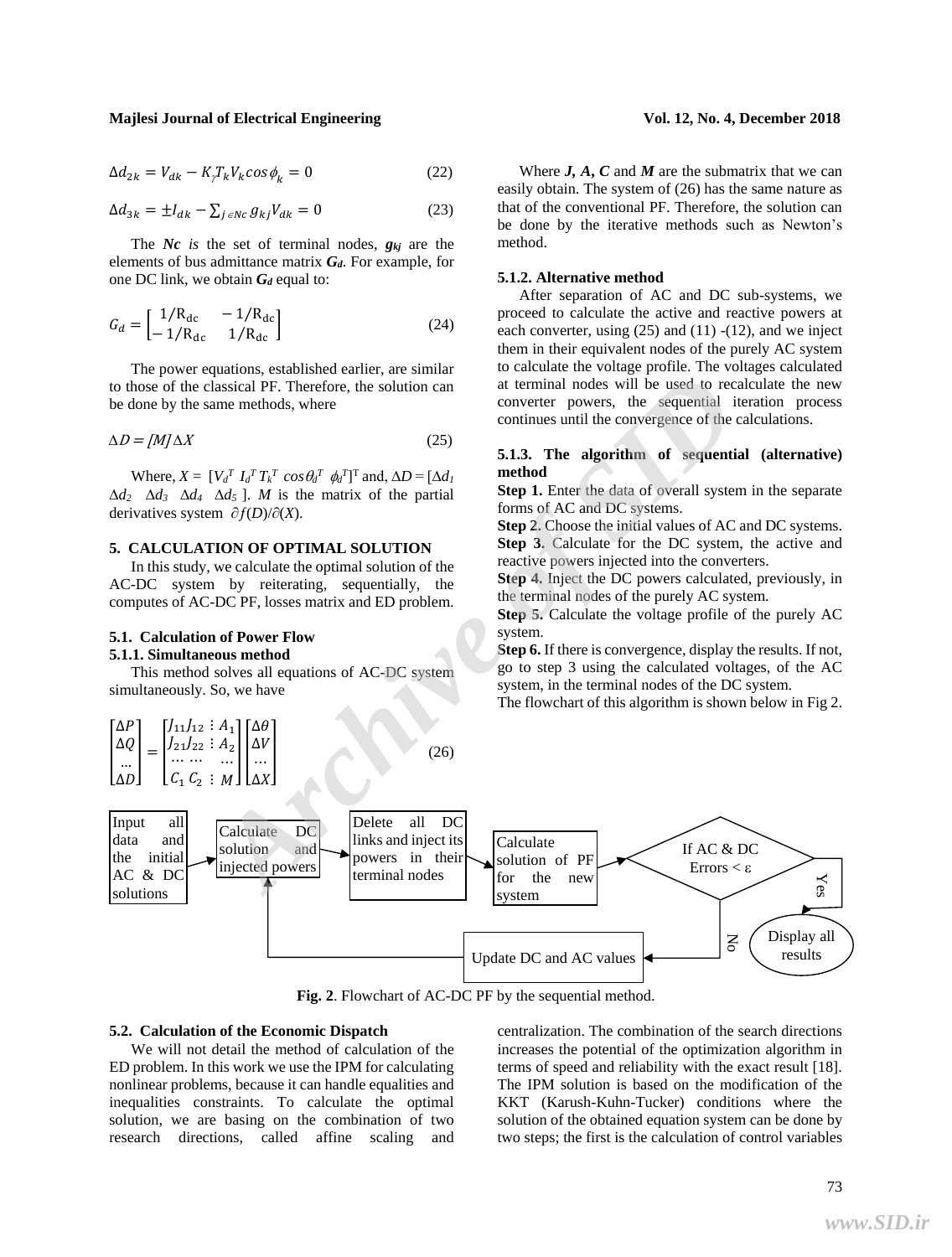$$\Delta d_{2k} = V_{dk} - K_{\gamma} T_k V_k \cos\phi_k = 0 \tag{22}$$

$$\Delta d_{3k} = \pm I_{dk} - \sum_{j \in Nc} g_{kj} V_{dk} = 0 \tag{23}$$

The ***Nc*** *is* the set of terminal nodes, $g_{kj}$ are the elements of bus admittance matrix $G_d$. For example, for one DC link, we obtain $G_d$ equal to:

$$G_d = \begin{bmatrix} 1/R_{dc} & -1/R_{dc} \\ -1/R_{dc} & 1/R_{dc} \end{bmatrix} \tag{24}$$

The power equations, established earlier, are similar to those of the classical PF. Therefore, the solution can be done by the same methods, where

$$\Delta D = [M]\Delta X \tag{25}$$

Where, $X = [V_d^T \; I_d^T \; T_k^T \; \cos\theta_d^T \; \phi_d^T]^T$ and, $\Delta D = [\Delta d_1 \; \Delta d_2 \; \Delta d_3 \; \Delta d_4 \; \Delta d_5]$. $M$ is the matrix of the partial derivatives system $\partial f(D)/\partial(X)$.

## 5. CALCULATION OF OPTIMAL SOLUTION

In this study, we calculate the optimal solution of the AC-DC system by reiterating, sequentially, the computes of AC-DC PF, losses matrix and ED problem.

### 5.1. Calculation of Power Flow

#### 5.1.1. Simultaneous method

This method solves all equations of AC-DC system simultaneously. So, we have

$$\begin{bmatrix} \Delta P \\ \Delta Q \\ \dots \\ \Delta D \end{bmatrix} = \begin{bmatrix} J_{11} J_{12} & \vdots & A_1 \\ J_{21} J_{22} & \vdots & A_2 \\ \dots \dots & & \dots \\ C_1 \; C_2 & \vdots & M \end{bmatrix} \begin{bmatrix} \Delta\theta \\ \Delta V \\ \dots \\ \Delta X \end{bmatrix} \tag{26}$$

Where ***J, A, C*** and ***M*** are the submatrix that we can easily obtain. The system of (26) has the same nature as that of the conventional PF. Therefore, the solution can be done by the iterative methods such as Newton's method.

#### 5.1.2. Alternative method

After separation of AC and DC sub-systems, we proceed to calculate the active and reactive powers at each converter, using (25) and (11) -(12), and we inject them in their equivalent nodes of the purely AC system to calculate the voltage profile. The voltages calculated at terminal nodes will be used to recalculate the new converter powers, the sequential iteration process continues until the convergence of the calculations.

#### 5.1.3. The algorithm of sequential (alternative) method

**Step 1.** Enter the data of overall system in the separate forms of AC and DC systems.
**Step 2.** Choose the initial values of AC and DC systems.
**Step 3.** Calculate for the DC system, the active and reactive powers injected into the converters.
**Step 4.** Inject the DC powers calculated, previously, in the terminal nodes of the purely AC system.
**Step 5.** Calculate the voltage profile of the purely AC system.
**Step 6.** If there is convergence, display the results. If not, go to step 3 using the calculated voltages, of the AC system, in the terminal nodes of the DC system.
The flowchart of this algorithm is shown below in Fig 2.

```
[Input all data and the initial AC & DC solutions] --> [Calculate DC solution and injected powers] --> [Delete all DC links and inject its powers in their terminal nodes] --> [Calculate solution of PF for the new system] --> <If AC & DC Errors < ε>
    Yes --> (Display all results)
    No  --> [Update DC and AC values] --> back to [Calculate DC solution and injected powers]
```

**Fig. 2**. Flowchart of AC-DC PF by the sequential method.

### 5.2. Calculation of the Economic Dispatch

We will not detail the method of calculation of the ED problem. In this work we use the IPM for calculating nonlinear problems, because it can handle equalities and inequalities constraints. To calculate the optimal solution, we are basing on the combination of two research directions, called affine scaling and centralization. The combination of the search directions increases the potential of the optimization algorithm in terms of speed and reliability with the exact result [18]. The IPM solution is based on the modification of the KKT (Karush-Kuhn-Tucker) conditions where the solution of the obtained equation system can be done by two steps; the first is the calculation of control variables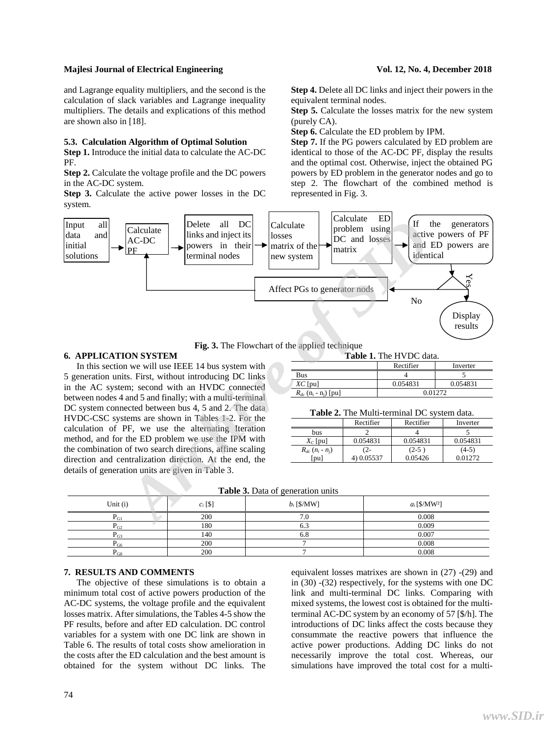and Lagrange equality multipliers, and the second is the calculation of slack variables and Lagrange inequality multipliers. The details and explications of this method are shown also in [18].

### 5.3. Calculation Algorithm of Optimal Solution

**Step 1.** Introduce the initial data to calculate the AC-DC PF.

**Step 2.** Calculate the voltage profile and the DC powers in the AC-DC system.

**Step 3.** Calculate the active power losses in the DC system.

**Step 4.** Delete all DC links and inject their powers in the equivalent terminal nodes.

**Step 5.** Calculate the losses matrix for the new system (purely CA).

**Step 6.** Calculate the ED problem by IPM.

**Step 7.** If the PG powers calculated by ED problem are identical to those of the AC-DC PF, display the results and the optimal cost. Otherwise, inject the obtained PG powers by ED problem in the generator nodes and go to step 2. The flowchart of the combined method is represented in Fig. 3.

Input all data and initial solutions → Calculate AC-DC PF → Delete all DC links and inject its powers in their terminal nodes → Calculate losses matrix of the new system → Calculate ED problem using DC and losses matrix → If the generators active powers of PF and ED powers are identical → Yes → Display results; No → Affect PGs to generator nods → Calculate AC-DC PF

**Fig. 3.** The Flowchart of the applied technique

## 6. APPLICATION SYSTEM

In this section we will use IEEE 14 bus system with 5 generation units. First, without introducing DC links in the AC system; second with an HVDC connected between nodes 4 and 5 and finally; with a multi-terminal DC system connected between bus 4, 5 and 2. The data HVDC-CSC systems are shown in Tables 1-2. For the calculation of PF, we use the alternating Iteration method, and for the ED problem we use the IPM with the combination of two search directions, affine scaling direction and centralization direction. At the end, the details of generation units are given in Table 3.

**Table 1.** The HVDC data.

| | Rectifier | Inverter |
|---|---|---|
| Bus | 4 | 5 |
| $XC$ [pu] | 0.054831 | 0.054831 |
| $R_{dc}$ ($n_i$ - $n_j$) [pu] | 0.01272 | |

**Table 2.** The Multi-terminal DC system data.

| | Rectifier | Rectifier | Inverter |
|---|---|---|---|
| bus | 2 | 4 | 5 |
| $X_C$ [pu] | 0.054831 | 0.054831 | 0.054831 |
| $R_{dc}$ ($n_i$ - $n_j$) [pu] | (2-4) 0.05537 | (2-5 ) 0.05426 | (4-5) 0.01272 |

**Table 3.** Data of generation units

| Unit (i) | $c_i$ [$] | $b_i$ [$/MW] | $a_i$ [$/MW²] |
|---|---|---|---|
| $P_{G1}$ | 200 | 7.0 | 0.008 |
| $P_{G2}$ | 180 | 6.3 | 0.009 |
| $P_{G3}$ | 140 | 6.8 | 0.007 |
| $P_{G6}$ | 200 | 7 | 0.008 |
| $P_{G8}$ | 200 | 7 | 0.008 |

## 7. RESULTS AND COMMENTS

The objective of these simulations is to obtain a minimum total cost of active powers production of the AC-DC systems, the voltage profile and the equivalent losses matrix. After simulations, the Tables 4-5 show the PF results, before and after ED calculation. DC control variables for a system with one DC link are shown in Table 6. The results of total costs show amelioration in the costs after the ED calculation and the best amount is obtained for the system without DC links. The equivalent losses matrixes are shown in (27) -(29) and in (30) -(32) respectively, for the systems with one DC link and multi-terminal DC links. Comparing with mixed systems, the lowest cost is obtained for the multi-terminal AC-DC system by an economy of 57 [$/h]. The introductions of DC links affect the costs because they consummate the reactive powers that influence the active power productions. Adding DC links do not necessarily improve the total cost. Whereas, our simulations have improved the total cost for a multi-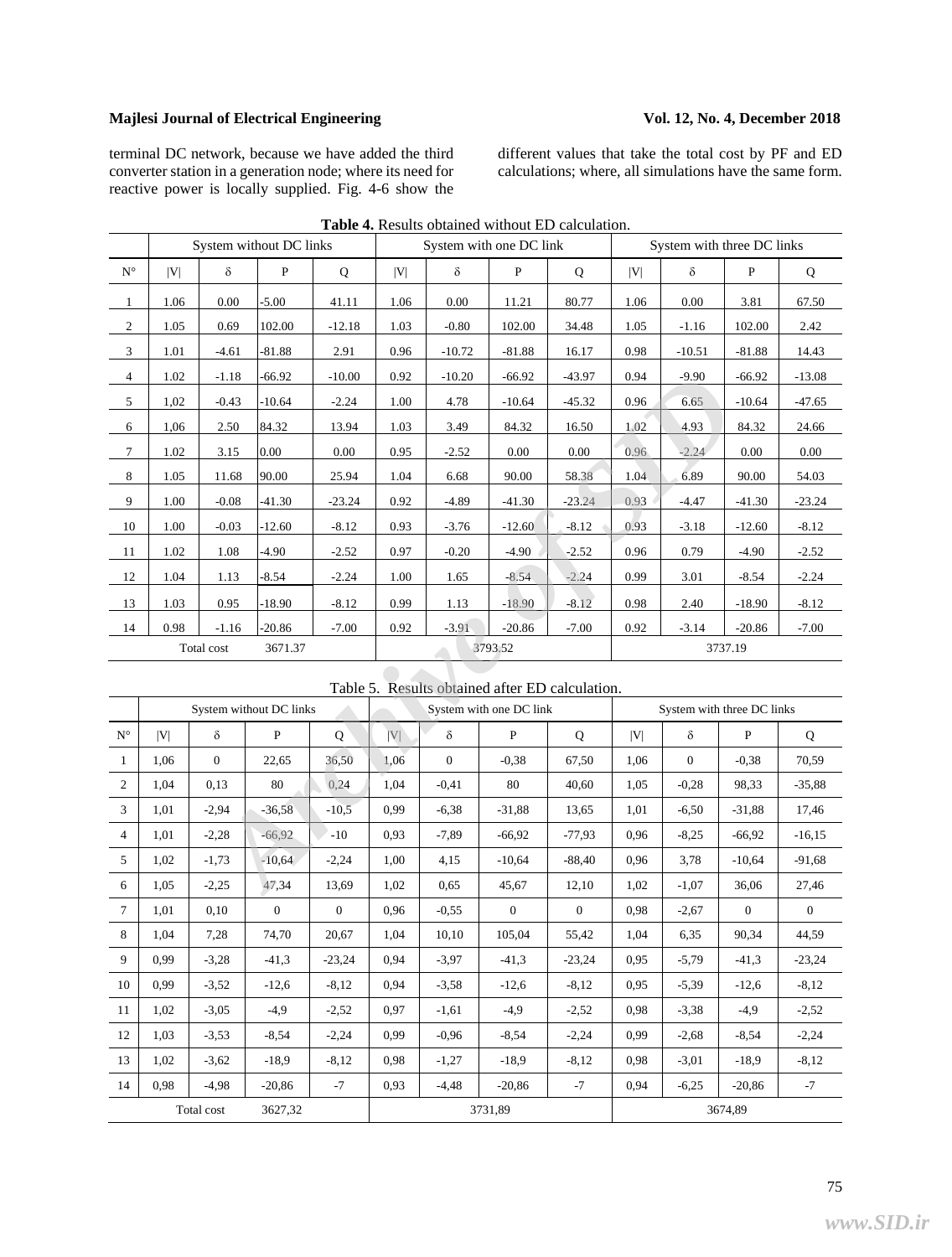terminal DC network, because we have added the third converter station in a generation node; where its need for reactive power is locally supplied. Fig. 4-6 show the different values that take the total cost by PF and ED calculations; where, all simulations have the same form.

**Table 4.** Results obtained without ED calculation.

| | System without DC links | | | | System with one DC link | | | | System with three DC links | | | |
|---|---|---|---|---|---|---|---|---|---|---|---|---|
| N° | \|V\| | δ | P | Q | \|V\| | δ | P | Q | \|V\| | δ | P | Q |
| 1 | 1.06 | 0.00 | -5.00 | 41.11 | 1.06 | 0.00 | 11.21 | 80.77 | 1.06 | 0.00 | 3.81 | 67.50 |
| 2 | 1.05 | 0.69 | 102.00 | -12.18 | 1.03 | -0.80 | 102.00 | 34.48 | 1.05 | -1.16 | 102.00 | 2.42 |
| 3 | 1.01 | -4.61 | -81.88 | 2.91 | 0.96 | -10.72 | -81.88 | 16.17 | 0.98 | -10.51 | -81.88 | 14.43 |
| 4 | 1.02 | -1.18 | -66.92 | -10.00 | 0.92 | -10.20 | -66.92 | -43.97 | 0.94 | -9.90 | -66.92 | -13.08 |
| 5 | 1,02 | -0.43 | -10.64 | -2.24 | 1.00 | 4.78 | -10.64 | -45.32 | 0.96 | 6.65 | -10.64 | -47.65 |
| 6 | 1,06 | 2.50 | 84.32 | 13.94 | 1.03 | 3.49 | 84.32 | 16.50 | 1.02 | 4.93 | 84.32 | 24.66 |
| 7 | 1.02 | 3.15 | 0.00 | 0.00 | 0.95 | -2.52 | 0.00 | 0.00 | 0.96 | -2.24 | 0.00 | 0.00 |
| 8 | 1.05 | 11.68 | 90.00 | 25.94 | 1.04 | 6.68 | 90.00 | 58.38 | 1.04 | 6.89 | 90.00 | 54.03 |
| 9 | 1.00 | -0.08 | -41.30 | -23.24 | 0.92 | -4.89 | -41.30 | -23.24 | 0.93 | -4.47 | -41.30 | -23.24 |
| 10 | 1.00 | -0.03 | -12.60 | -8.12 | 0.93 | -3.76 | -12.60 | -8.12 | 0.93 | -3.18 | -12.60 | -8.12 |
| 11 | 1.02 | 1.08 | -4.90 | -2.52 | 0.97 | -0.20 | -4.90 | -2.52 | 0.96 | 0.79 | -4.90 | -2.52 |
| 12 | 1.04 | 1.13 | -8.54 | -2.24 | 1.00 | 1.65 | -8.54 | -2.24 | 0.99 | 3.01 | -8.54 | -2.24 |
| 13 | 1.03 | 0.95 | -18.90 | -8.12 | 0.99 | 1.13 | -18.90 | -8.12 | 0.98 | 2.40 | -18.90 | -8.12 |
| 14 | 0.98 | -1.16 | -20.86 | -7.00 | 0.92 | -3.91 | -20.86 | -7.00 | 0.92 | -3.14 | -20.86 | -7.00 |
| | Total cost | | 3671.37 | | | | 3793.52 | | | | 3737.19 | |

Table 5. Results obtained after ED calculation.

| | System without DC links | | | | System with one DC link | | | | System with three DC links | | | |
|---|---|---|---|---|---|---|---|---|---|---|---|---|
| N° | \|V\| | δ | P | Q | \|V\| | δ | P | Q | \|V\| | δ | P | Q |
| 1 | 1,06 | 0 | 22,65 | 36,50 | 1,06 | 0 | -0,38 | 67,50 | 1,06 | 0 | -0,38 | 70,59 |
| 2 | 1,04 | 0,13 | 80 | 0,24 | 1,04 | -0,41 | 80 | 40,60 | 1,05 | -0,28 | 98,33 | -35,88 |
| 3 | 1,01 | -2,94 | -36,58 | -10,5 | 0,99 | -6,38 | -31,88 | 13,65 | 1,01 | -6,50 | -31,88 | 17,46 |
| 4 | 1,01 | -2,28 | -66,92 | -10 | 0,93 | -7,89 | -66,92 | -77,93 | 0,96 | -8,25 | -66,92 | -16,15 |
| 5 | 1,02 | -1,73 | -10,64 | -2,24 | 1,00 | 4,15 | -10,64 | -88,40 | 0,96 | 3,78 | -10,64 | -91,68 |
| 6 | 1,05 | -2,25 | 47,34 | 13,69 | 1,02 | 0,65 | 45,67 | 12,10 | 1,02 | -1,07 | 36,06 | 27,46 |
| 7 | 1,01 | 0,10 | 0 | 0 | 0,96 | -0,55 | 0 | 0 | 0,98 | -2,67 | 0 | 0 |
| 8 | 1,04 | 7,28 | 74,70 | 20,67 | 1,04 | 10,10 | 105,04 | 55,42 | 1,04 | 6,35 | 90,34 | 44,59 |
| 9 | 0,99 | -3,28 | -41,3 | -23,24 | 0,94 | -3,97 | -41,3 | -23,24 | 0,95 | -5,79 | -41,3 | -23,24 |
| 10 | 0,99 | -3,52 | -12,6 | -8,12 | 0,94 | -3,58 | -12,6 | -8,12 | 0,95 | -5,39 | -12,6 | -8,12 |
| 11 | 1,02 | -3,05 | -4,9 | -2,52 | 0,97 | -1,61 | -4,9 | -2,52 | 0,98 | -3,38 | -4,9 | -2,52 |
| 12 | 1,03 | -3,53 | -8,54 | -2,24 | 0,99 | -0,96 | -8,54 | -2,24 | 0,99 | -2,68 | -8,54 | -2,24 |
| 13 | 1,02 | -3,62 | -18,9 | -8,12 | 0,98 | -1,27 | -18,9 | -8,12 | 0,98 | -3,01 | -18,9 | -8,12 |
| 14 | 0,98 | -4,98 | -20,86 | -7 | 0,93 | -4,48 | -20,86 | -7 | 0,94 | -6,25 | -20,86 | -7 |
| | Total cost | | 3627,32 | | | | 3731,89 | | | | 3674,89 | |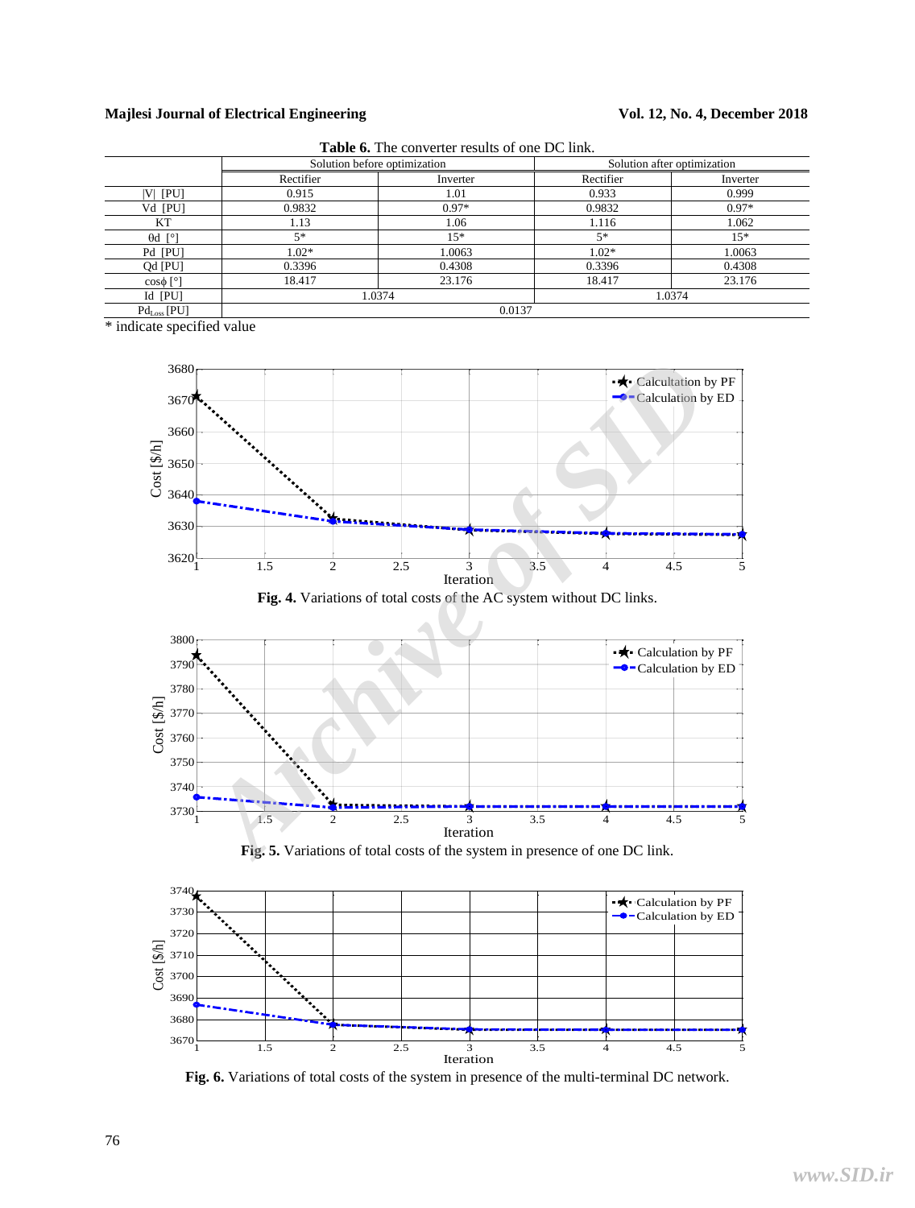**Table 6.** The converter results of one DC link.

| | Solution before optimization | | Solution after optimization | |
|---|---|---|---|---|
| | Rectifier | Inverter | Rectifier | Inverter |
| $\|V\|$ [PU] | 0.915 | 1.01 | 0.933 | 0.999 |
| Vd [PU] | 0.9832 | 0.97* | 0.9832 | 0.97* |
| KT | 1.13 | 1.06 | 1.116 | 1.062 |
| θd [°] | 5* | 15* | 5* | 15* |
| Pd [PU] | 1.02* | 1.0063 | 1.02* | 1.0063 |
| Qd [PU] | 0.3396 | 0.4308 | 0.3396 | 0.4308 |
| cosϕ [°] | 18.417 | 23.176 | 18.417 | 23.176 |
| Id [PU] | 1.0374 | | 1.0374 | |
| $Pd_{Loss}$ [PU] | 0.0137 | | | |

\* indicate specified value

**Fig. 4.** Variations of total costs of the AC system without DC links.

**Fig. 5.** Variations of total costs of the system in presence of one DC link.

**Fig. 6.** Variations of total costs of the system in presence of the multi-terminal DC network.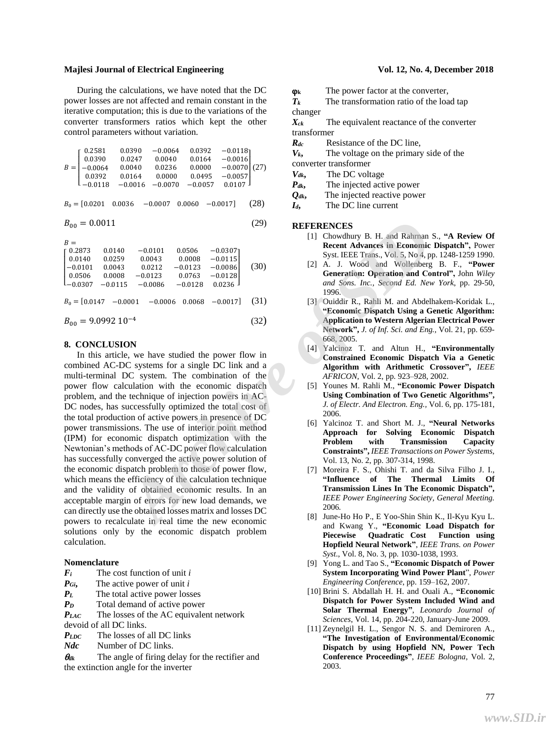During the calculations, we have noted that the DC power losses are not affected and remain constant in the iterative computation; this is due to the variations of the converter transformers ratios which kept the other control parameters without variation.

$$B = \begin{bmatrix} 0.2581 & 0.0390 & -0.0064 & 0.0392 & -0.0118 \\ 0.0390 & 0.0247 & 0.0040 & 0.0164 & -0.0016 \\ -0.0064 & 0.0040 & 0.0236 & 0.0000 & -0.0070 \\ 0.0392 & 0.0164 & 0.0000 & 0.0495 & -0.0057 \\ -0.0118 & -0.0016 & -0.0070 & -0.0057 & 0.0107 \end{bmatrix} \quad (27)$$

$$B_0 = [0.0201 \quad 0.0036 \quad -0.0007 \quad 0.0060 \quad -0.0017] \quad (28)$$

$$B_{00} = 0.0011 \quad (29)$$

$$B = \begin{bmatrix} 0.2873 & 0.0140 & -0.0101 & 0.0506 & -0.0307 \\ 0.0140 & 0.0259 & 0.0043 & 0.0008 & -0.0115 \\ -0.0101 & 0.0043 & 0.0212 & -0.0123 & -0.0086 \\ 0.0506 & 0.0008 & -0.0123 & 0.0763 & -0.0128 \\ -0.0307 & -0.0115 & -0.0086 & -0.0128 & 0.0236 \end{bmatrix} \quad (30)$$

$$B_0 = [0.0147 \quad -0.0001 \quad -0.0006 \quad 0.0068 \quad -0.0017] \quad (31)$$

$$B_{00} = 9.0992\ 10^{-4} \quad (32)$$

## 8. CONCLUSION

In this article, we have studied the power flow in combined AC-DC systems for a single DC link and a multi-terminal DC system. The combination of the power flow calculation with the economic dispatch problem, and the technique of injection powers in AC-DC nodes, has successfully optimized the total cost of the total production of active powers in presence of DC power transmissions. The use of interior point method (IPM) for economic dispatch optimization with the Newtonian's methods of AC-DC power flow calculation has successfully converged the active power solution of the economic dispatch problem to those of power flow, which means the efficiency of the calculation technique and the validity of obtained economic results. In an acceptable margin of errors for new load demands, we can directly use the obtained losses matrix and losses DC powers to recalculate in real time the new economic solutions only by the economic dispatch problem calculation.

### Nomenclature

- $F_i$ The cost function of unit $i$
- $P_{Gi}$, The active power of unit $i$
- $P_L$ The total active power losses
- $P_D$ Total demand of active power
- $P_{LAC}$ The losses of the AC equivalent network devoid of all DC links.
- $P_{LDC}$ The losses of all DC links
- $Ndc$ Number of DC links.
- $\theta_{dk}$ The angle of firing delay for the rectifier and the extinction angle for the inverter
- $\varphi_k$ The power factor at the converter,
- $T_k$ The transformation ratio of the load tap changer
- $X_{ck}$ The equivalent reactance of the converter transformer
- $R_{dc}$ Resistance of the DC line,
- $V_k$, The voltage on the primary side of the converter transformer
- $V_{dk}$, The DC voltage
- $P_{dk}$, The injected active power
- $Q_{dk}$, The injected reactive power
- $I_d$, The DC line current

### REFERENCES

[1] Chowdhury B. H. and Rahrnan S., **"A Review Of Recent Advances in Economic Dispatch",** Power Syst. IEEE Trans., Vol. 5, No 4, pp. 1248-1259 1990.

[2] A. J. Wood and Wollenberg B. F., **"Power Generation: Operation and Control",** John *Wiley and Sons. Inc., Second Ed. New York*, pp. 29-50, 1996.

[3] Ouiddir R., Rahli M. and Abdelhakem-Koridak L., **"Economic Dispatch Using a Genetic Algorithm: Application to Western Algerian Electrical Power Network",** *J. of Inf. Sci. and Eng.*, Vol. 21, pp. 659-668, 2005.

[4] Yalcinoz T. and Altun H., **"Environmentally Constrained Economic Dispatch Via a Genetic Algorithm with Arithmetic Crossover",** *IEEE AFRICON*, Vol. 2, pp. 923–928, 2002.

[5] Younes M. Rahli M., **"Economic Power Dispatch Using Combination of Two Genetic Algorithms",** *J. of Electr. And Electron. Eng.*, Vol. 6, pp. 175-181, 2006.

[6] Yalcinoz T. and Short M. J., **"Neural Networks Approach for Solving Economic Dispatch Problem with Transmission Capacity Constraints",** *IEEE Transactions on Power Systems*, Vol. 13, No. 2, pp. 307-314, 1998.

[7] Moreira F. S., Ohishi T. and da Silva Filho J. I., **"Influence of The Thermal Limits Of Transmission Lines In The Economic Dispatch",** *IEEE Power Engineering Society, General Meeting.* 2006.

[8] June-Ho Ho P., E Yoo-Shin Shin K., Il-Kyu Kyu L. and Kwang Y., **"Economic Load Dispatch for Piecewise Quadratic Cost Function using Hopfield Neural Network"**, *IEEE Trans. on Power Syst.*, Vol. 8, No. 3, pp. 1030-1038, 1993.

[9] Yong L. and Tao S., **"Economic Dispatch of Power System Incorporating Wind Power Plant"**, *Power Engineering Conference*, pp. 159–162, 2007.

[10] Brini S. Abdallah H. H. and Ouali A., **"Economic Dispatch for Power System Included Wind and Solar Thermal Energy"**, *Leonardo Journal of Sciences*, Vol. 14, pp. 204-220, January-June 2009.

[11] Zeynelgil H. L., Sengor N. S. and Demiroren A., **"The Investigation of Environmental/Economic Dispatch by using Hopfield NN, Power Tech Conference Proceedings"**, *IEEE Bologna*, Vol. 2, 2003.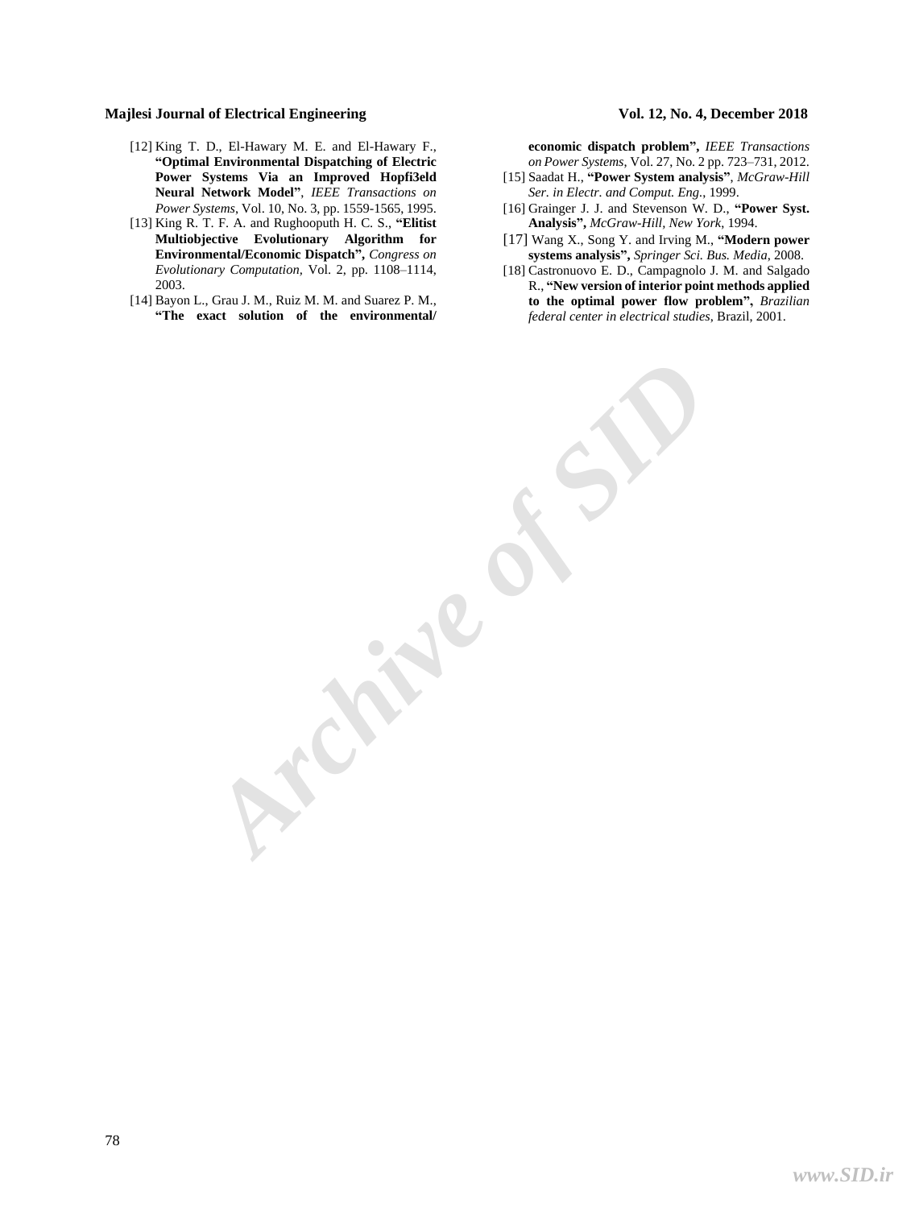[12] King T. D., El-Hawary M. E. and El-Hawary F., **"Optimal Environmental Dispatching of Electric Power Systems Via an Improved Hopfi3eld Neural Network Model"**, *IEEE Transactions on Power Systems*, Vol. 10, No. 3, pp. 1559-1565, 1995.

[13] King R. T. F. A. and Rughooputh H. C. S., **"Elitist Multiobjective Evolutionary Algorithm for Environmental/Economic Dispatch",** *Congress on Evolutionary Computation*, Vol. 2, pp. 1108–1114, 2003.

[14] Bayon L., Grau J. M., Ruiz M. M. and Suarez P. M., **"The exact solution of the environmental/ economic dispatch problem",** *IEEE Transactions on Power Systems*, Vol. 27, No. 2 pp. 723–731, 2012.

[15] Saadat H., **"Power System analysis"**, *McGraw-Hill Ser. in Electr. and Comput. Eng.*, 1999.

[16] Grainger J. J. and Stevenson W. D., **"Power Syst. Analysis",** *McGraw-Hill, New York*, 1994.

[17] Wang X., Song Y. and Irving M., **"Modern power systems analysis",** *Springer Sci. Bus. Media*, 2008.

[18] Castronuovo E. D., Campagnolo J. M. and Salgado R., **"New version of interior point methods applied to the optimal power flow problem",** *Brazilian federal center in electrical studies*, Brazil, 2001.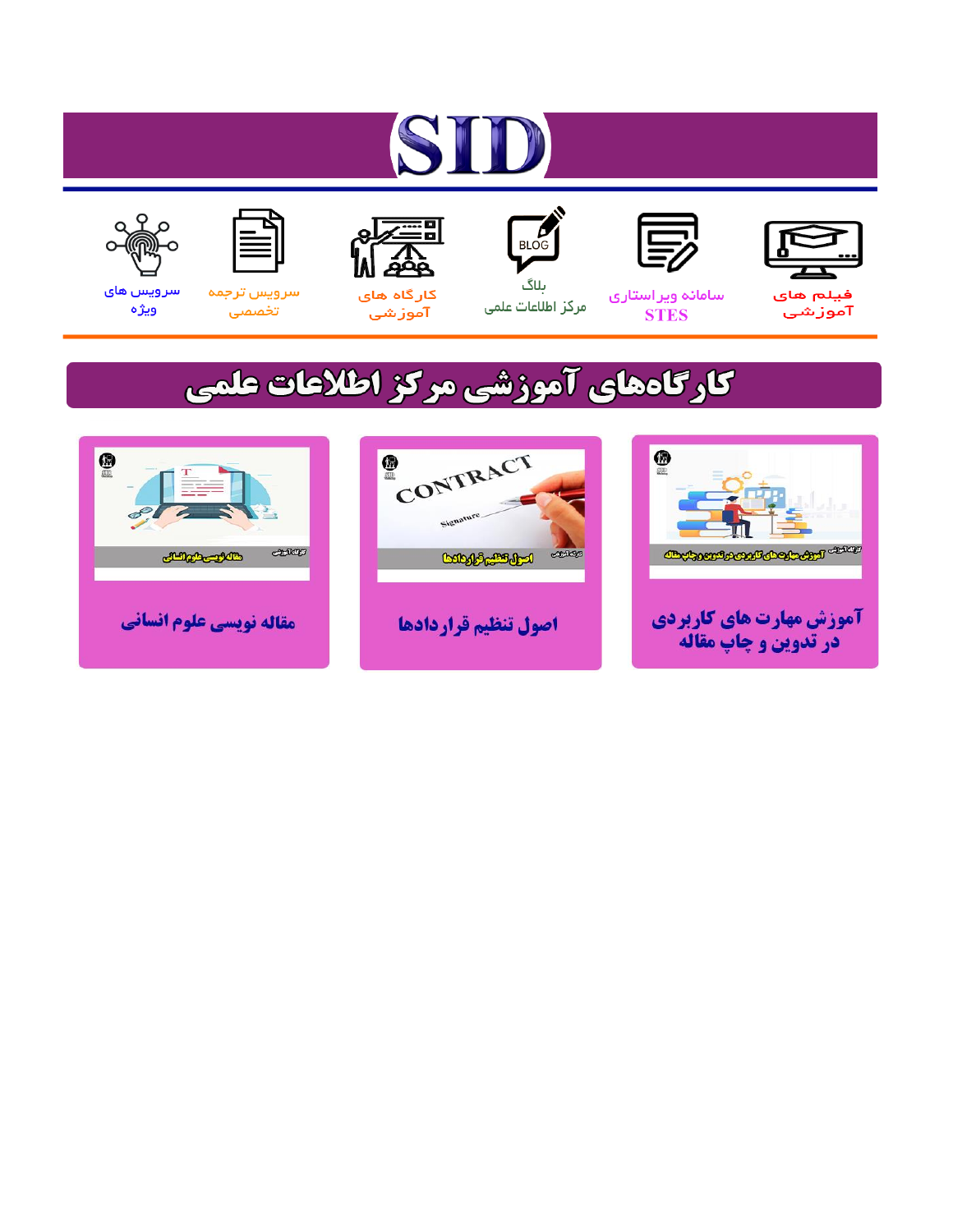# SID

فیلم های آموزشی

سامانه ویراستاری STES

بلاگ مرکز اطلاعات علمی

کارگاه های آموزشی

سرویس ترجمه تخصصی

سرویس های ویژه

## کارگاه‌های آموزشی مرکز اطلاعات علمی

آموزش مهارت های کاربردی در تدوین و چاپ مقاله

اصول تنظیم قراردادها

مقاله نویسی علوم انسانی